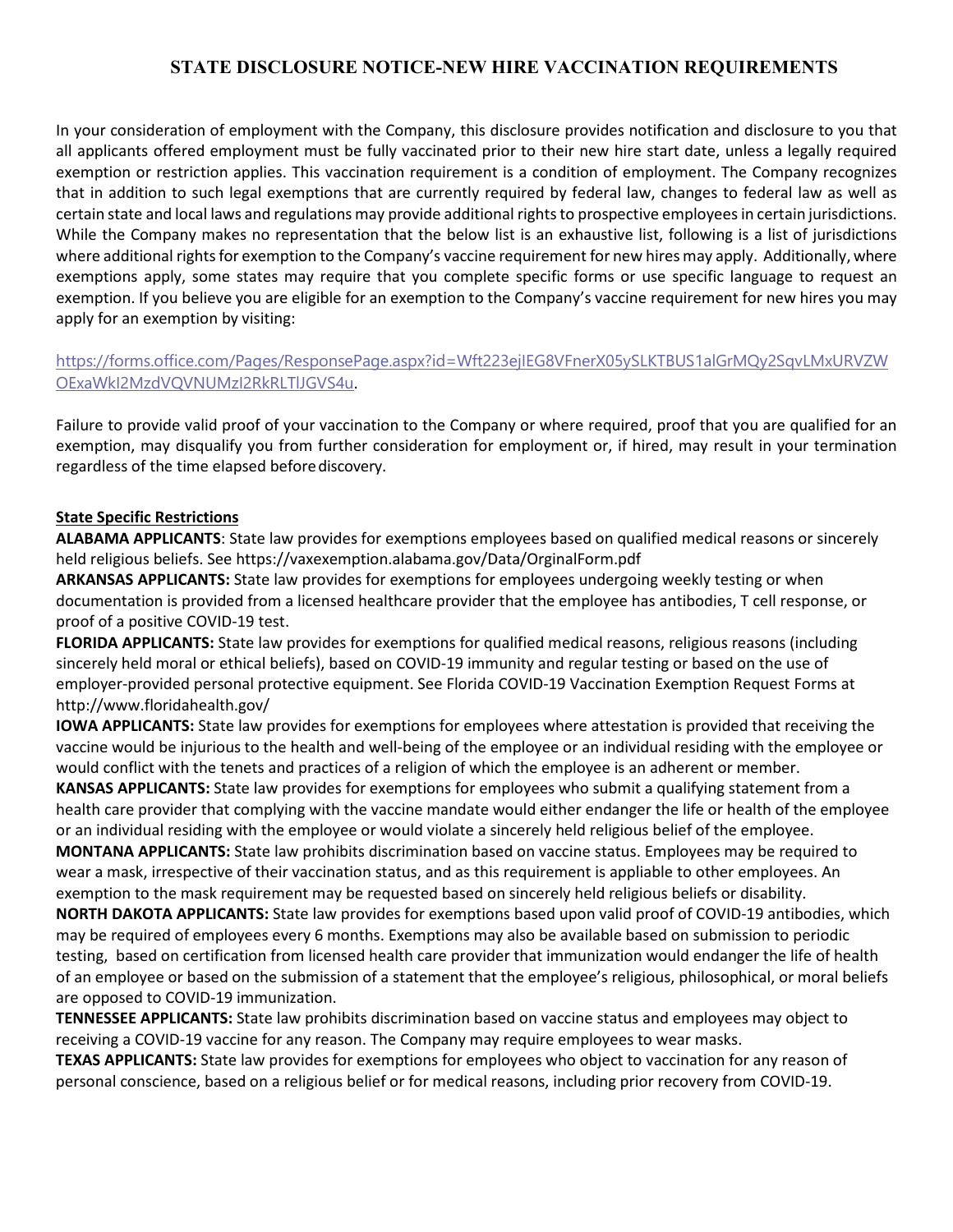# STATE DISCLOSURE NOTICE-NEW HIRE VACCINATION REQUIREMENTS

In your consideration of employment with the Company, this disclosure provides notification and disclosure to you that all applicants offered employment must be fully vaccinated prior to their new hire start date, unless a legally required exemption or restriction applies. This vaccination requirement is a condition of employment. The Company recognizes that in addition to such legal exemptions that are currently required by federal law, changes to federal law as well as certain state and local laws and regulations may provide additional rights to prospective employees in certain jurisdictions. While the Company makes no representation that the below list is an exhaustive list, following is a list of jurisdictions where additional rights for exemption to the Company's vaccine requirement for new hires may apply. Additionally, where exemptions apply, some states may require that you complete specific forms or use specific language to request an exemption. If you believe you are eligible for an exemption to the Company's vaccine requirement for new hires you may apply for an exemption by visiting:

https://forms.office.com/Pages/ResponsePage.aspx?id=Wft223ejIEG8VFnerX05ySLKTBUS1alGrMQy2SqvLMxURVZWOExaWkI2MzdVQVNUMzI2RkRLTlJGVS4u.

Failure to provide valid proof of your vaccination to the Company or where required, proof that you are qualified for an exemption, may disqualify you from further consideration for employment or, if hired, may result in your termination regardless of the time elapsed before discovery.

**State Specific Restrictions**

**ALABAMA APPLICANTS**: State law provides for exemptions employees based on qualified medical reasons or sincerely held religious beliefs. See https://vaxexemption.alabama.gov/Data/OrginalForm.pdf

**ARKANSAS APPLICANTS:** State law provides for exemptions for employees undergoing weekly testing or when documentation is provided from a licensed healthcare provider that the employee has antibodies, T cell response, or proof of a positive COVID-19 test.

**FLORIDA APPLICANTS:** State law provides for exemptions for qualified medical reasons, religious reasons (including sincerely held moral or ethical beliefs), based on COVID-19 immunity and regular testing or based on the use of employer-provided personal protective equipment. See Florida COVID-19 Vaccination Exemption Request Forms at http://www.floridahealth.gov/

**IOWA APPLICANTS:** State law provides for exemptions for employees where attestation is provided that receiving the vaccine would be injurious to the health and well-being of the employee or an individual residing with the employee or would conflict with the tenets and practices of a religion of which the employee is an adherent or member.

**KANSAS APPLICANTS:** State law provides for exemptions for employees who submit a qualifying statement from a health care provider that complying with the vaccine mandate would either endanger the life or health of the employee or an individual residing with the employee or would violate a sincerely held religious belief of the employee.

**MONTANA APPLICANTS:** State law prohibits discrimination based on vaccine status. Employees may be required to wear a mask, irrespective of their vaccination status, and as this requirement is appliable to other employees. An exemption to the mask requirement may be requested based on sincerely held religious beliefs or disability.

**NORTH DAKOTA APPLICANTS:** State law provides for exemptions based upon valid proof of COVID-19 antibodies, which may be required of employees every 6 months. Exemptions may also be available based on submission to periodic testing, based on certification from licensed health care provider that immunization would endanger the life of health of an employee or based on the submission of a statement that the employee's religious, philosophical, or moral beliefs are opposed to COVID-19 immunization.

**TENNESSEE APPLICANTS:** State law prohibits discrimination based on vaccine status and employees may object to receiving a COVID-19 vaccine for any reason. The Company may require employees to wear masks.

**TEXAS APPLICANTS:** State law provides for exemptions for employees who object to vaccination for any reason of personal conscience, based on a religious belief or for medical reasons, including prior recovery from COVID-19.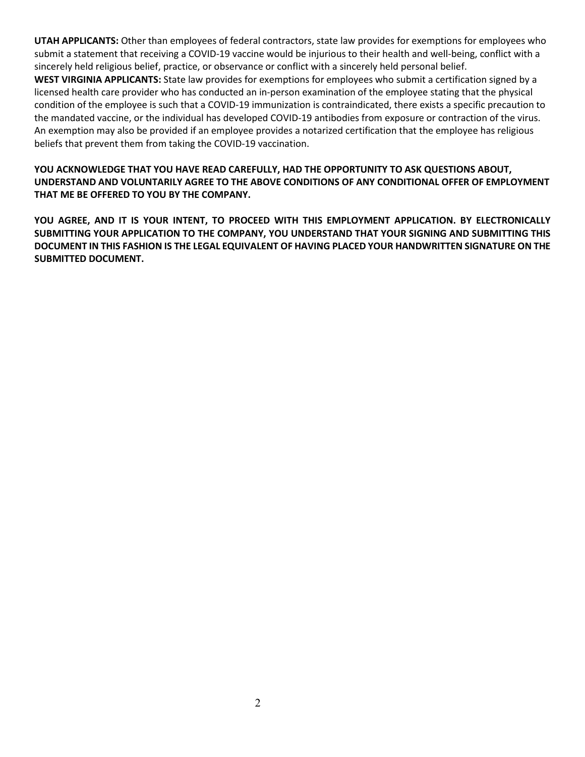**UTAH APPLICANTS:** Other than employees of federal contractors, state law provides for exemptions for employees who submit a statement that receiving a COVID-19 vaccine would be injurious to their health and well-being, conflict with a sincerely held religious belief, practice, or observance or conflict with a sincerely held personal belief.

**WEST VIRGINIA APPLICANTS:** State law provides for exemptions for employees who submit a certification signed by a licensed health care provider who has conducted an in-person examination of the employee stating that the physical condition of the employee is such that a COVID-19 immunization is contraindicated, there exists a specific precaution to the mandated vaccine, or the individual has developed COVID-19 antibodies from exposure or contraction of the virus. An exemption may also be provided if an employee provides a notarized certification that the employee has religious beliefs that prevent them from taking the COVID-19 vaccination.

**YOU ACKNOWLEDGE THAT YOU HAVE READ CAREFULLY, HAD THE OPPORTUNITY TO ASK QUESTIONS ABOUT, UNDERSTAND AND VOLUNTARILY AGREE TO THE ABOVE CONDITIONS OF ANY CONDITIONAL OFFER OF EMPLOYMENT THAT ME BE OFFERED TO YOU BY THE COMPANY.**

**YOU AGREE, AND IT IS YOUR INTENT, TO PROCEED WITH THIS EMPLOYMENT APPLICATION. BY ELECTRONICALLY SUBMITTING YOUR APPLICATION TO THE COMPANY, YOU UNDERSTAND THAT YOUR SIGNING AND SUBMITTING THIS DOCUMENT IN THIS FASHION IS THE LEGAL EQUIVALENT OF HAVING PLACED YOUR HANDWRITTEN SIGNATURE ON THE SUBMITTED DOCUMENT.**